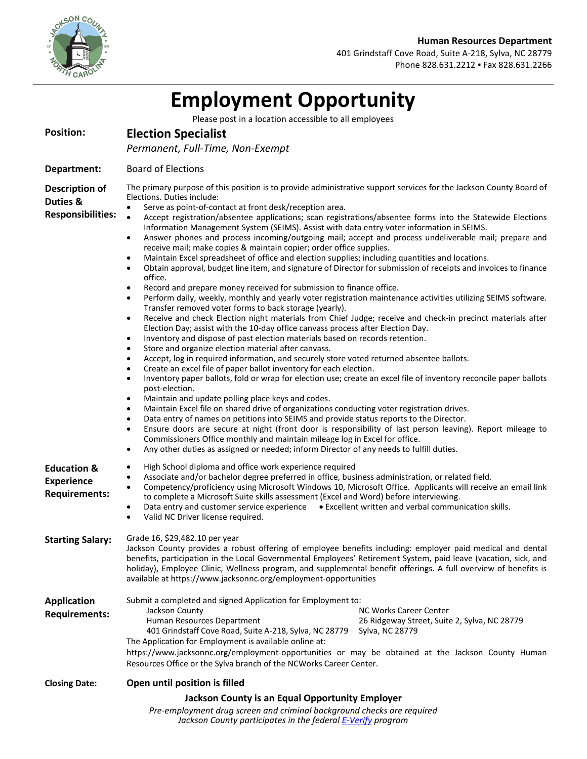**Human Resources Department**
401 Grindstaff Cove Road, Suite A-218, Sylva, NC 28779
Phone 828.631.2212 ▪ Fax 828.631.2266

# Employment Opportunity

Please post in a location accessible to all employees

**Position:** **Election Specialist**
*Permanent, Full-Time, Non-Exempt*

**Department:** Board of Elections

**Description of Duties & Responsibilities:**

The primary purpose of this position is to provide administrative support services for the Jackson County Board of Elections. Duties include:

- Serve as point-of-contact at front desk/reception area.
- Accept registration/absentee applications; scan registrations/absentee forms into the Statewide Elections Information Management System (SEIMS). Assist with data entry voter information in SEIMS.
- Answer phones and process incoming/outgoing mail; accept and process undeliverable mail; prepare and receive mail; make copies & maintain copier; order office supplies.
- Maintain Excel spreadsheet of office and election supplies; including quantities and locations.
- Obtain approval, budget line item, and signature of Director for submission of receipts and invoices to finance office.
- Record and prepare money received for submission to finance office.
- Perform daily, weekly, monthly and yearly voter registration maintenance activities utilizing SEIMS software. Transfer removed voter forms to back storage (yearly).
- Receive and check Election night materials from Chief Judge; receive and check-in precinct materials after Election Day; assist with the 10-day office canvass process after Election Day.
- Inventory and dispose of past election materials based on records retention.
- Store and organize election material after canvass.
- Accept, log in required information, and securely store voted returned absentee ballots.
- Create an excel file of paper ballot inventory for each election.
- Inventory paper ballots, fold or wrap for election use; create an excel file of inventory reconcile paper ballots post-election.
- Maintain and update polling place keys and codes.
- Maintain Excel file on shared drive of organizations conducting voter registration drives.
- Data entry of names on petitions into SEIMS and provide status reports to the Director.
- Ensure doors are secure at night (front door is responsibility of last person leaving). Report mileage to Commissioners Office monthly and maintain mileage log in Excel for office.
- Any other duties as assigned or needed; inform Director of any needs to fulfill duties.

**Education & Experience Requirements:**

- High School diploma and office work experience required
- Associate and/or bachelor degree preferred in office, business administration, or related field.
- Competency/proficiency using Microsoft Windows 10, Microsoft Office. Applicants will receive an email link to complete a Microsoft Suite skills assessment (Excel and Word) before interviewing.
- Data entry and customer service experience
- Excellent written and verbal communication skills.
- Valid NC Driver license required.

**Starting Salary:**

Grade 16, $29,482.10 per year
Jackson County provides a robust offering of employee benefits including: employer paid medical and dental benefits, participation in the Local Governmental Employees' Retirement System, paid leave (vacation, sick, and holiday), Employee Clinic, Wellness program, and supplemental benefit offerings. A full overview of benefits is available at https://www.jacksonnc.org/employment-opportunities

**Application Requirements:**

Submit a completed and signed Application for Employment to:

Jackson County
Human Resources Department
401 Grindstaff Cove Road, Suite A-218, Sylva, NC 28779

NC Works Career Center
26 Ridgeway Street, Suite 2, Sylva, NC 28779
Sylva, NC 28779

The Application for Employment is available online at:
https://www.jacksonnc.org/employment-opportunities or may be obtained at the Jackson County Human Resources Office or the Sylva branch of the NCWorks Career Center.

**Closing Date:** **Open until position is filled**

**Jackson County is an Equal Opportunity Employer**

*Pre-employment drug screen and criminal background checks are required*
*Jackson County participates in the federal E-Verify program*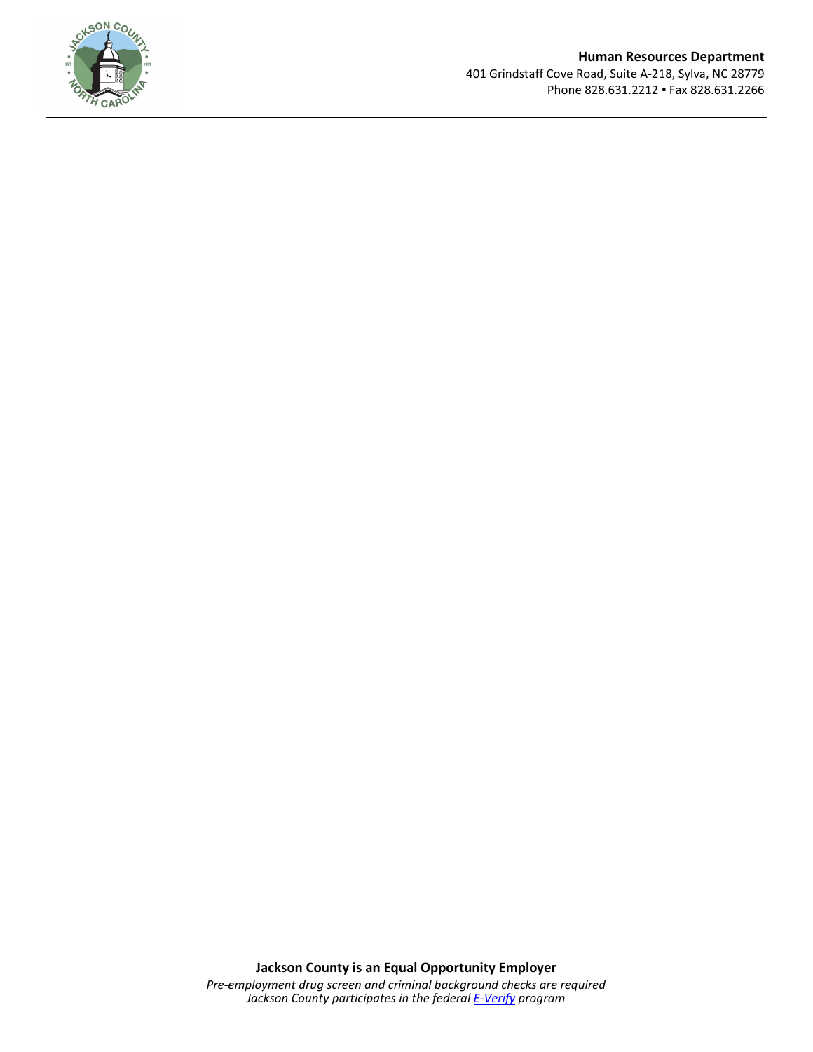**Human Resources Department**
401 Grindstaff Cove Road, Suite A-218, Sylva, NC 28779
Phone 828.631.2212 ▪ Fax 828.631.2266

**Jackson County is an Equal Opportunity Employer**

*Pre-employment drug screen and criminal background checks are required*
*Jackson County participates in the federal E-Verify program*